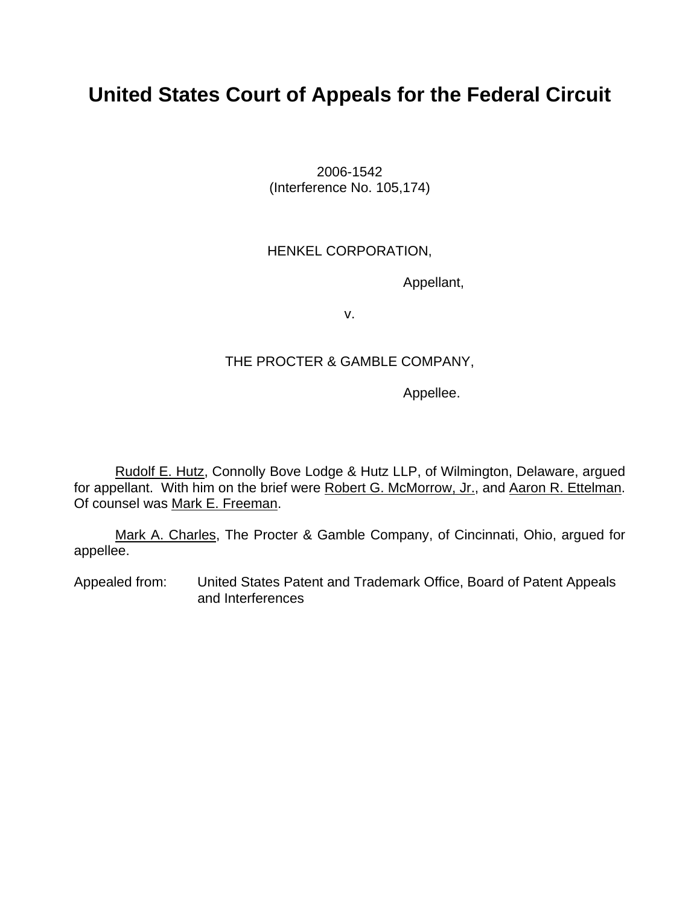# United States Court of Appeals for the Federal Circuit

2006-1542
(Interference No. 105,174)

HENKEL CORPORATION,

Appellant,

v.

THE PROCTER & GAMBLE COMPANY,

Appellee.

Rudolf E. Hutz, Connolly Bove Lodge & Hutz LLP, of Wilmington, Delaware, argued for appellant. With him on the brief were Robert G. McMorrow, Jr., and Aaron R. Ettelman. Of counsel was Mark E. Freeman.

Mark A. Charles, The Procter & Gamble Company, of Cincinnati, Ohio, argued for appellee.

Appealed from: United States Patent and Trademark Office, Board of Patent Appeals and Interferences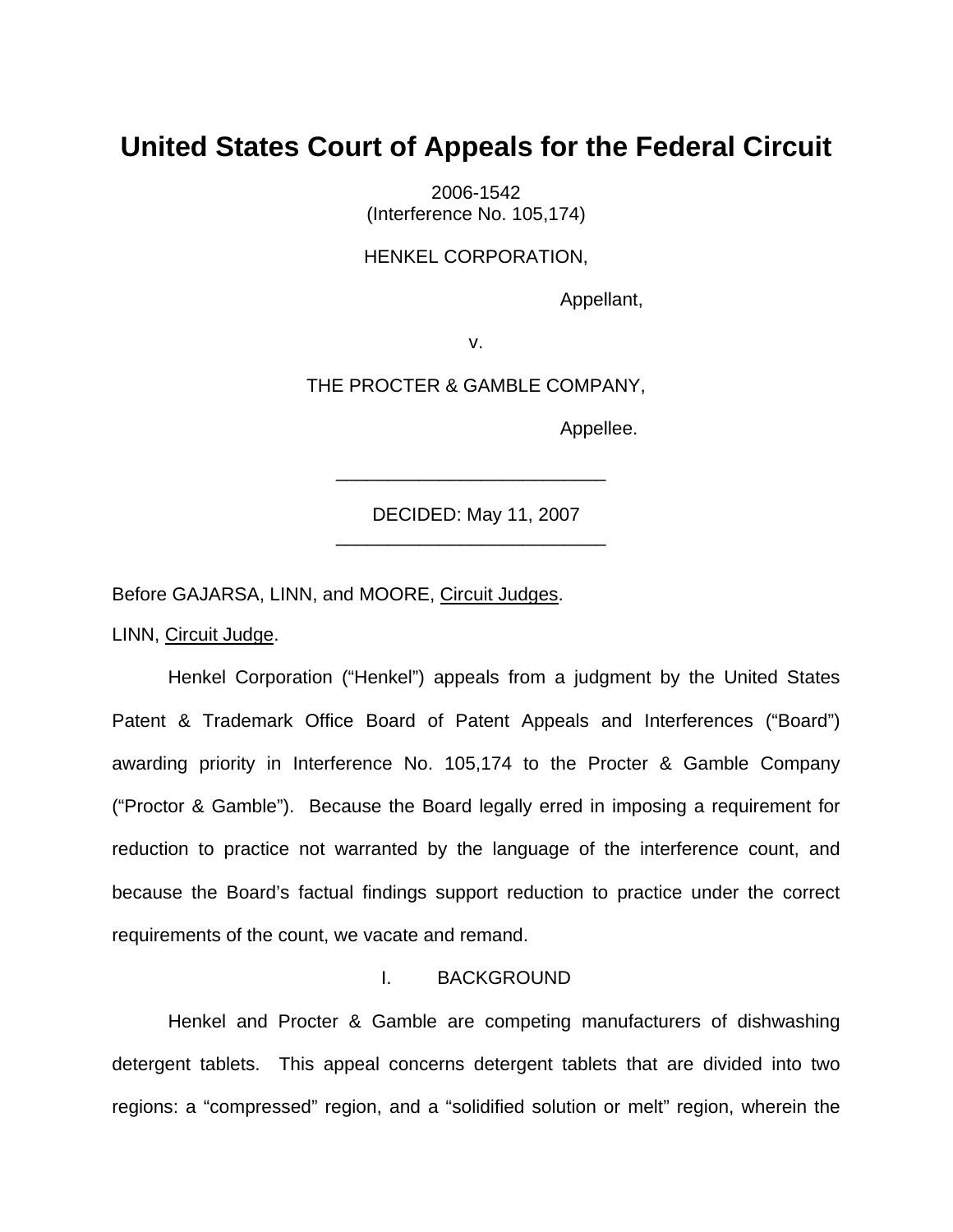# United States Court of Appeals for the Federal Circuit

2006-1542
(Interference No. 105,174)

HENKEL CORPORATION,

Appellant,

v.

THE PROCTER & GAMBLE COMPANY,

Appellee.

---

DECIDED: May 11, 2007

---

Before GAJARSA, LINN, and MOORE, Circuit Judges.

LINN, Circuit Judge.

Henkel Corporation ("Henkel") appeals from a judgment by the United States Patent & Trademark Office Board of Patent Appeals and Interferences ("Board") awarding priority in Interference No. 105,174 to the Procter & Gamble Company ("Proctor & Gamble"). Because the Board legally erred in imposing a requirement for reduction to practice not warranted by the language of the interference count, and because the Board's factual findings support reduction to practice under the correct requirements of the count, we vacate and remand.

## I. BACKGROUND

Henkel and Procter & Gamble are competing manufacturers of dishwashing detergent tablets. This appeal concerns detergent tablets that are divided into two regions: a "compressed" region, and a "solidified solution or melt" region, wherein the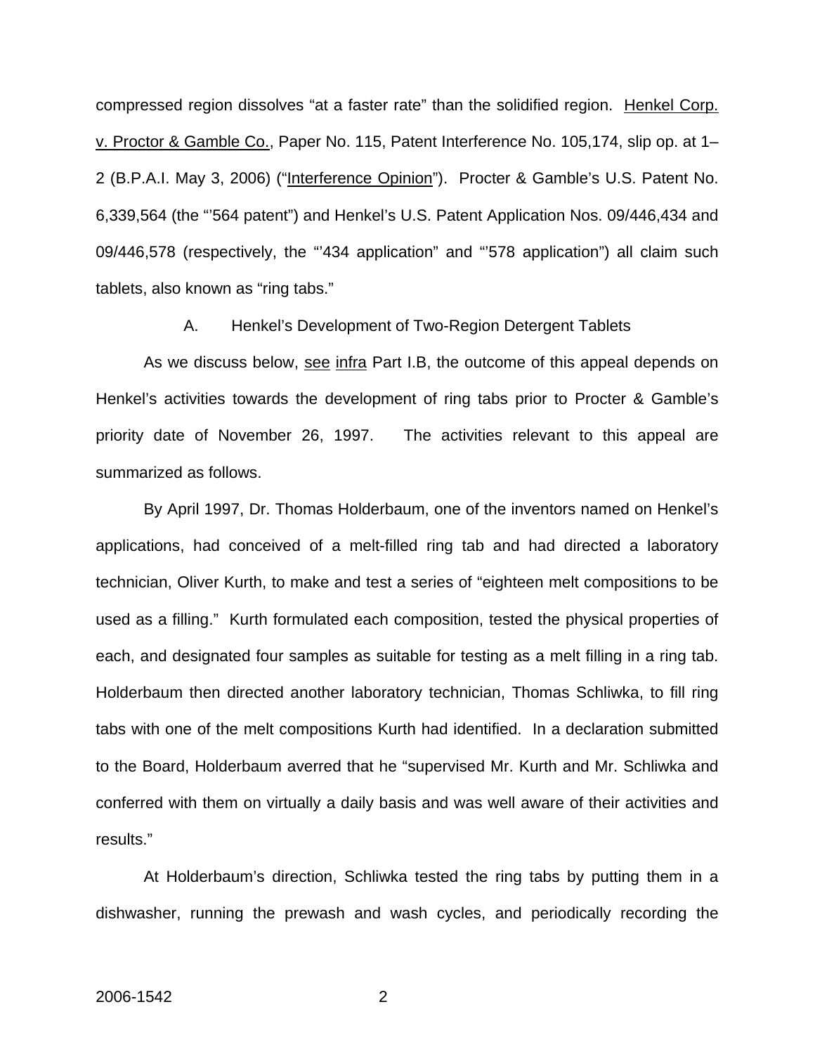compressed region dissolves "at a faster rate" than the solidified region. Henkel Corp. v. Proctor & Gamble Co., Paper No. 115, Patent Interference No. 105,174, slip op. at 1–2 (B.P.A.I. May 3, 2006) ("Interference Opinion"). Procter & Gamble's U.S. Patent No. 6,339,564 (the "'564 patent") and Henkel's U.S. Patent Application Nos. 09/446,434 and 09/446,578 (respectively, the "'434 application" and "'578 application") all claim such tablets, also known as "ring tabs."

### A. Henkel's Development of Two-Region Detergent Tablets

As we discuss below, see infra Part I.B, the outcome of this appeal depends on Henkel's activities towards the development of ring tabs prior to Procter & Gamble's priority date of November 26, 1997. The activities relevant to this appeal are summarized as follows.

By April 1997, Dr. Thomas Holderbaum, one of the inventors named on Henkel's applications, had conceived of a melt-filled ring tab and had directed a laboratory technician, Oliver Kurth, to make and test a series of "eighteen melt compositions to be used as a filling." Kurth formulated each composition, tested the physical properties of each, and designated four samples as suitable for testing as a melt filling in a ring tab. Holderbaum then directed another laboratory technician, Thomas Schliwka, to fill ring tabs with one of the melt compositions Kurth had identified. In a declaration submitted to the Board, Holderbaum averred that he "supervised Mr. Kurth and Mr. Schliwka and conferred with them on virtually a daily basis and was well aware of their activities and results."

At Holderbaum's direction, Schliwka tested the ring tabs by putting them in a dishwasher, running the prewash and wash cycles, and periodically recording the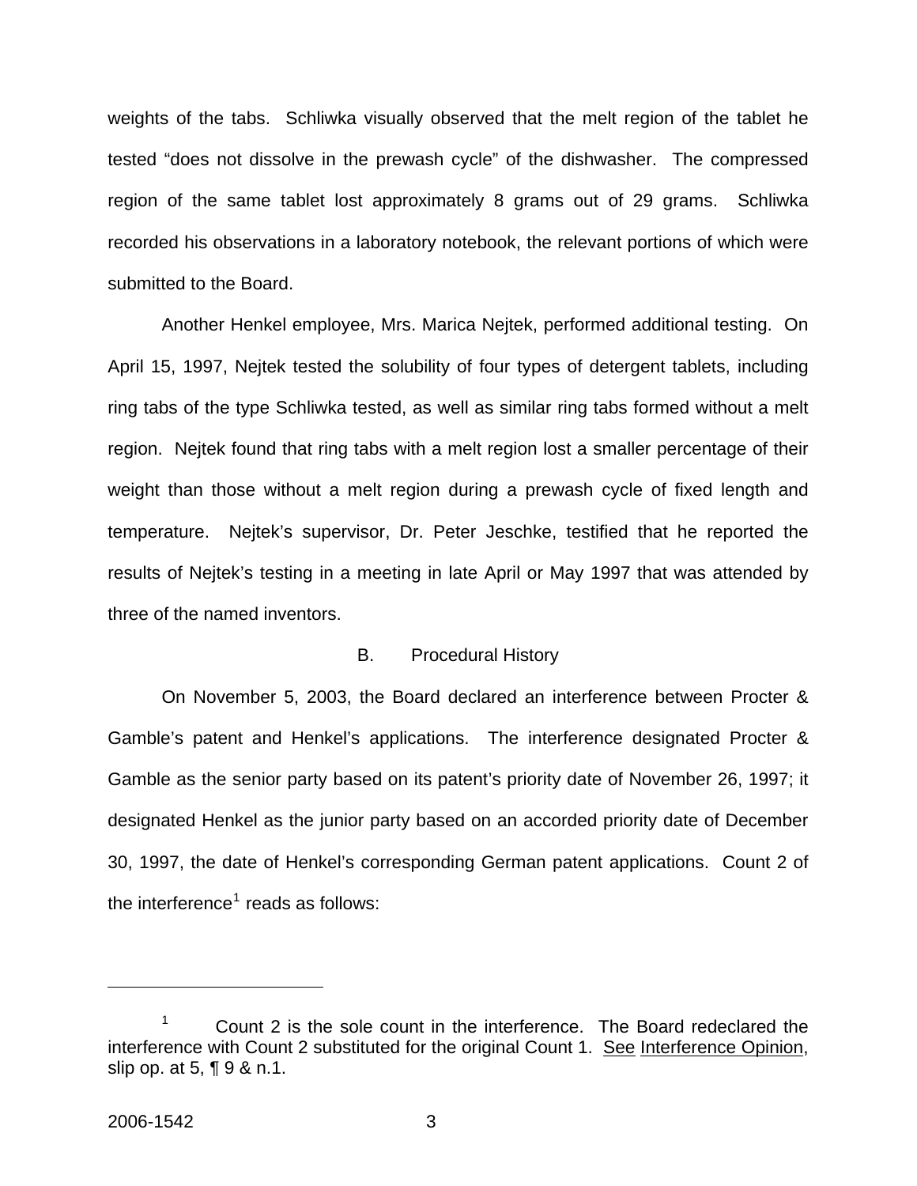weights of the tabs. Schliwka visually observed that the melt region of the tablet he tested "does not dissolve in the prewash cycle" of the dishwasher. The compressed region of the same tablet lost approximately 8 grams out of 29 grams. Schliwka recorded his observations in a laboratory notebook, the relevant portions of which were submitted to the Board.

Another Henkel employee, Mrs. Marica Nejtek, performed additional testing. On April 15, 1997, Nejtek tested the solubility of four types of detergent tablets, including ring tabs of the type Schliwka tested, as well as similar ring tabs formed without a melt region. Nejtek found that ring tabs with a melt region lost a smaller percentage of their weight than those without a melt region during a prewash cycle of fixed length and temperature. Nejtek's supervisor, Dr. Peter Jeschke, testified that he reported the results of Nejtek's testing in a meeting in late April or May 1997 that was attended by three of the named inventors.

## B. Procedural History

On November 5, 2003, the Board declared an interference between Procter & Gamble's patent and Henkel's applications. The interference designated Procter & Gamble as the senior party based on its patent's priority date of November 26, 1997; it designated Henkel as the junior party based on an accorded priority date of December 30, 1997, the date of Henkel's corresponding German patent applications. Count 2 of the interference[1] reads as follows:

---

[1] Count 2 is the sole count in the interference. The Board redeclared the interference with Count 2 substituted for the original Count 1. See Interference Opinion, slip op. at 5, ¶ 9 & n.1.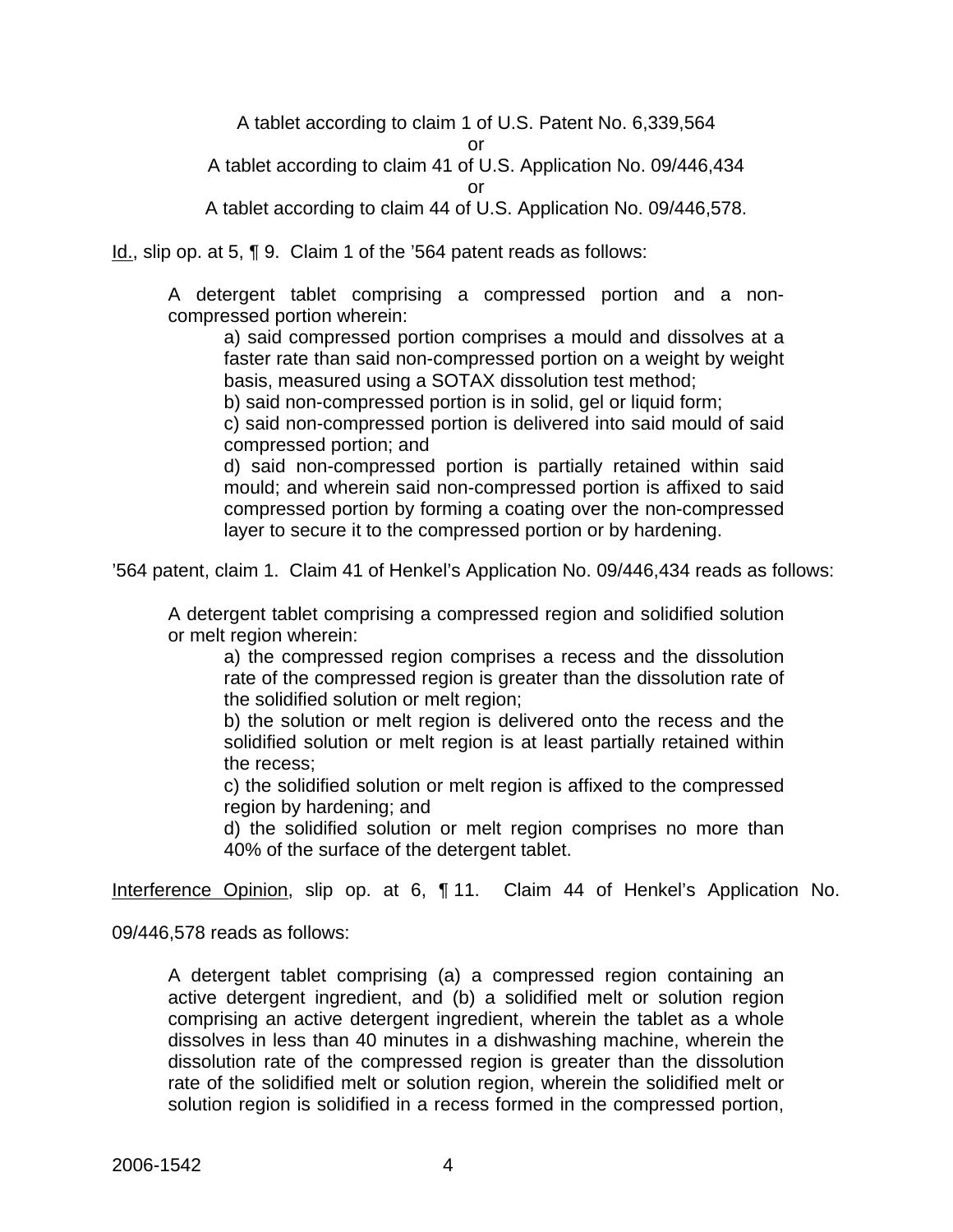A tablet according to claim 1 of U.S. Patent No. 6,339,564
or
A tablet according to claim 41 of U.S. Application No. 09/446,434
or
A tablet according to claim 44 of U.S. Application No. 09/446,578.

Id., slip op. at 5, ¶ 9. Claim 1 of the ’564 patent reads as follows:

> A detergent tablet comprising a compressed portion and a non-compressed portion wherein:
>
> > a) said compressed portion comprises a mould and dissolves at a faster rate than said non-compressed portion on a weight by weight basis, measured using a SOTAX dissolution test method;
> >
> > b) said non-compressed portion is in solid, gel or liquid form;
> >
> > c) said non-compressed portion is delivered into said mould of said compressed portion; and
> >
> > d) said non-compressed portion is partially retained within said mould; and wherein said non-compressed portion is affixed to said compressed portion by forming a coating over the non-compressed layer to secure it to the compressed portion or by hardening.

’564 patent, claim 1. Claim 41 of Henkel’s Application No. 09/446,434 reads as follows:

> A detergent tablet comprising a compressed region and solidified solution or melt region wherein:
>
> > a) the compressed region comprises a recess and the dissolution rate of the compressed region is greater than the dissolution rate of the solidified solution or melt region;
> >
> > b) the solution or melt region is delivered onto the recess and the solidified solution or melt region is at least partially retained within the recess;
> >
> > c) the solidified solution or melt region is affixed to the compressed region by hardening; and
> >
> > d) the solidified solution or melt region comprises no more than 40% of the surface of the detergent tablet.

Interference Opinion, slip op. at 6, ¶ 11. Claim 44 of Henkel’s Application No. 09/446,578 reads as follows:

> A detergent tablet comprising (a) a compressed region containing an active detergent ingredient, and (b) a solidified melt or solution region comprising an active detergent ingredient, wherein the tablet as a whole dissolves in less than 40 minutes in a dishwashing machine, wherein the dissolution rate of the compressed region is greater than the dissolution rate of the solidified melt or solution region, wherein the solidified melt or solution region is solidified in a recess formed in the compressed portion,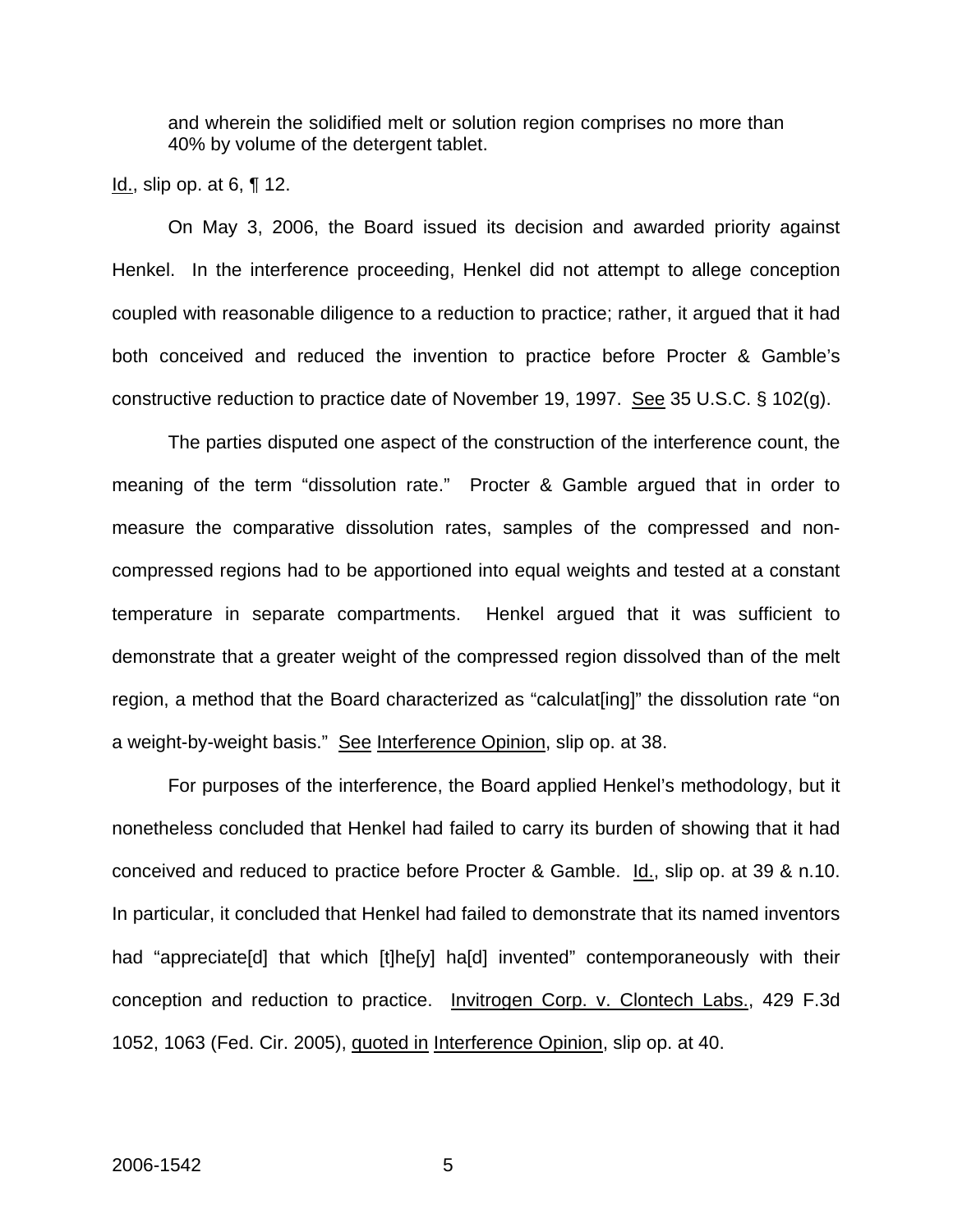> and wherein the solidified melt or solution region comprises no more than 40% by volume of the detergent tablet.

Id., slip op. at 6, ¶ 12.

On May 3, 2006, the Board issued its decision and awarded priority against Henkel. In the interference proceeding, Henkel did not attempt to allege conception coupled with reasonable diligence to a reduction to practice; rather, it argued that it had both conceived and reduced the invention to practice before Procter & Gamble's constructive reduction to practice date of November 19, 1997. See 35 U.S.C. § 102(g).

The parties disputed one aspect of the construction of the interference count, the meaning of the term "dissolution rate." Procter & Gamble argued that in order to measure the comparative dissolution rates, samples of the compressed and non-compressed regions had to be apportioned into equal weights and tested at a constant temperature in separate compartments. Henkel argued that it was sufficient to demonstrate that a greater weight of the compressed region dissolved than of the melt region, a method that the Board characterized as "calculat[ing]" the dissolution rate "on a weight-by-weight basis." See Interference Opinion, slip op. at 38.

For purposes of the interference, the Board applied Henkel's methodology, but it nonetheless concluded that Henkel had failed to carry its burden of showing that it had conceived and reduced to practice before Procter & Gamble. Id., slip op. at 39 & n.10. In particular, it concluded that Henkel had failed to demonstrate that its named inventors had "appreciate[d] that which [t]he[y] ha[d] invented" contemporaneously with their conception and reduction to practice. Invitrogen Corp. v. Clontech Labs., 429 F.3d 1052, 1063 (Fed. Cir. 2005), quoted in Interference Opinion, slip op. at 40.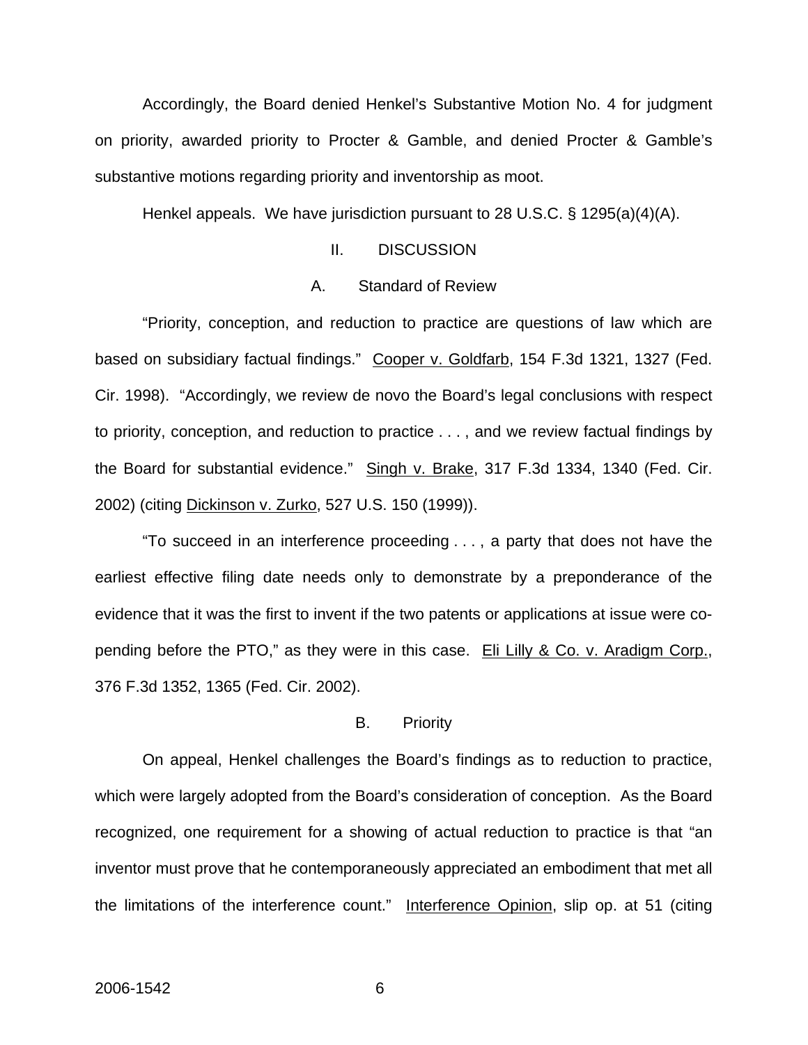Accordingly, the Board denied Henkel's Substantive Motion No. 4 for judgment on priority, awarded priority to Procter & Gamble, and denied Procter & Gamble's substantive motions regarding priority and inventorship as moot.

Henkel appeals. We have jurisdiction pursuant to 28 U.S.C. § 1295(a)(4)(A).

## II. DISCUSSION

### A. Standard of Review

"Priority, conception, and reduction to practice are questions of law which are based on subsidiary factual findings." Cooper v. Goldfarb, 154 F.3d 1321, 1327 (Fed. Cir. 1998). "Accordingly, we review de novo the Board's legal conclusions with respect to priority, conception, and reduction to practice . . . , and we review factual findings by the Board for substantial evidence." Singh v. Brake, 317 F.3d 1334, 1340 (Fed. Cir. 2002) (citing Dickinson v. Zurko, 527 U.S. 150 (1999)).

"To succeed in an interference proceeding . . . , a party that does not have the earliest effective filing date needs only to demonstrate by a preponderance of the evidence that it was the first to invent if the two patents or applications at issue were co-pending before the PTO," as they were in this case. Eli Lilly & Co. v. Aradigm Corp., 376 F.3d 1352, 1365 (Fed. Cir. 2002).

### B. Priority

On appeal, Henkel challenges the Board's findings as to reduction to practice, which were largely adopted from the Board's consideration of conception. As the Board recognized, one requirement for a showing of actual reduction to practice is that "an inventor must prove that he contemporaneously appreciated an embodiment that met all the limitations of the interference count." Interference Opinion, slip op. at 51 (citing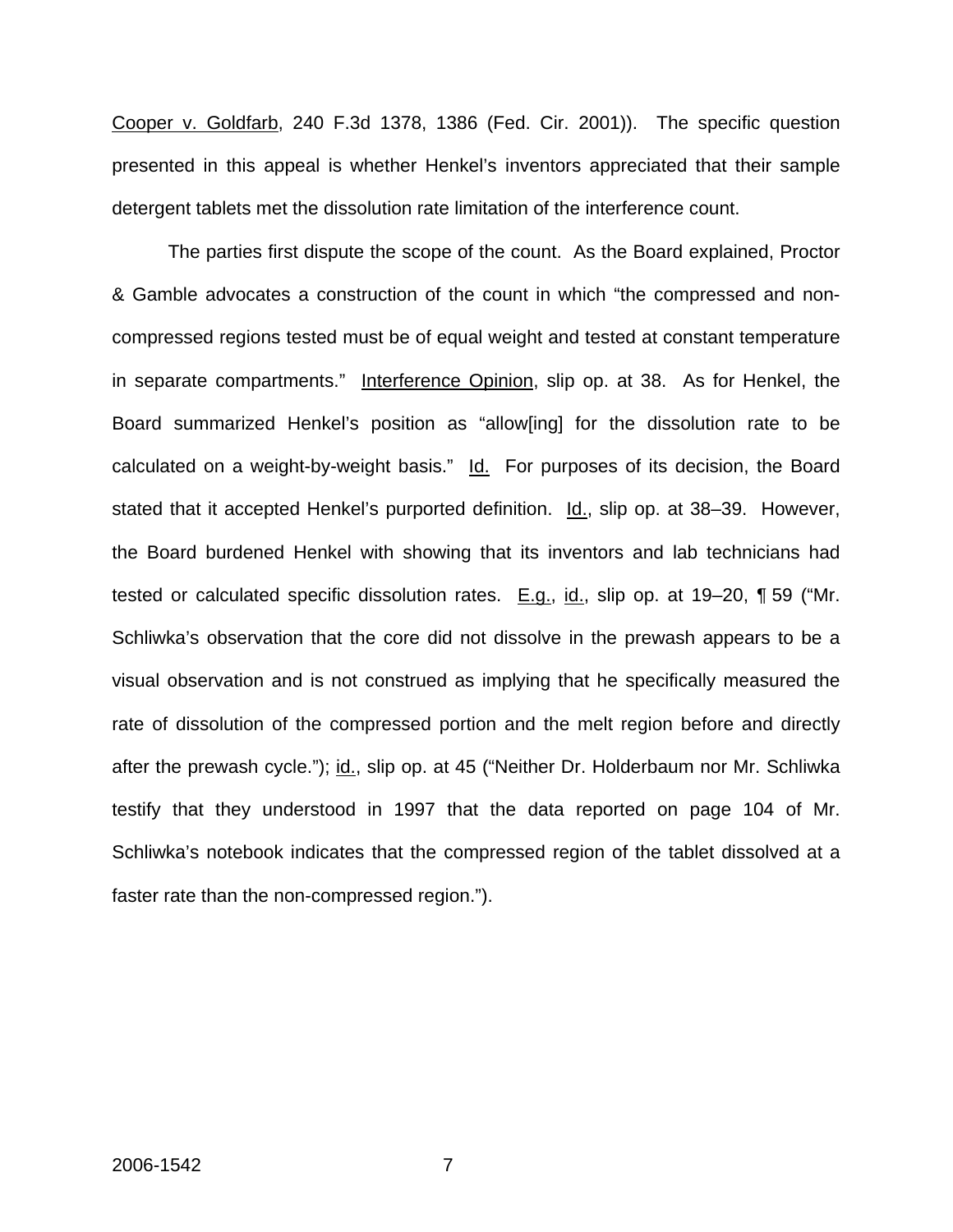Cooper v. Goldfarb, 240 F.3d 1378, 1386 (Fed. Cir. 2001)). The specific question presented in this appeal is whether Henkel's inventors appreciated that their sample detergent tablets met the dissolution rate limitation of the interference count.

The parties first dispute the scope of the count. As the Board explained, Proctor & Gamble advocates a construction of the count in which "the compressed and non-compressed regions tested must be of equal weight and tested at constant temperature in separate compartments." Interference Opinion, slip op. at 38. As for Henkel, the Board summarized Henkel's position as "allow[ing] for the dissolution rate to be calculated on a weight-by-weight basis." Id. For purposes of its decision, the Board stated that it accepted Henkel's purported definition. Id., slip op. at 38–39. However, the Board burdened Henkel with showing that its inventors and lab technicians had tested or calculated specific dissolution rates. E.g., id., slip op. at 19–20, ¶ 59 ("Mr. Schliwka's observation that the core did not dissolve in the prewash appears to be a visual observation and is not construed as implying that he specifically measured the rate of dissolution of the compressed portion and the melt region before and directly after the prewash cycle."); id., slip op. at 45 ("Neither Dr. Holderbaum nor Mr. Schliwka testify that they understood in 1997 that the data reported on page 104 of Mr. Schliwka's notebook indicates that the compressed region of the tablet dissolved at a faster rate than the non-compressed region.").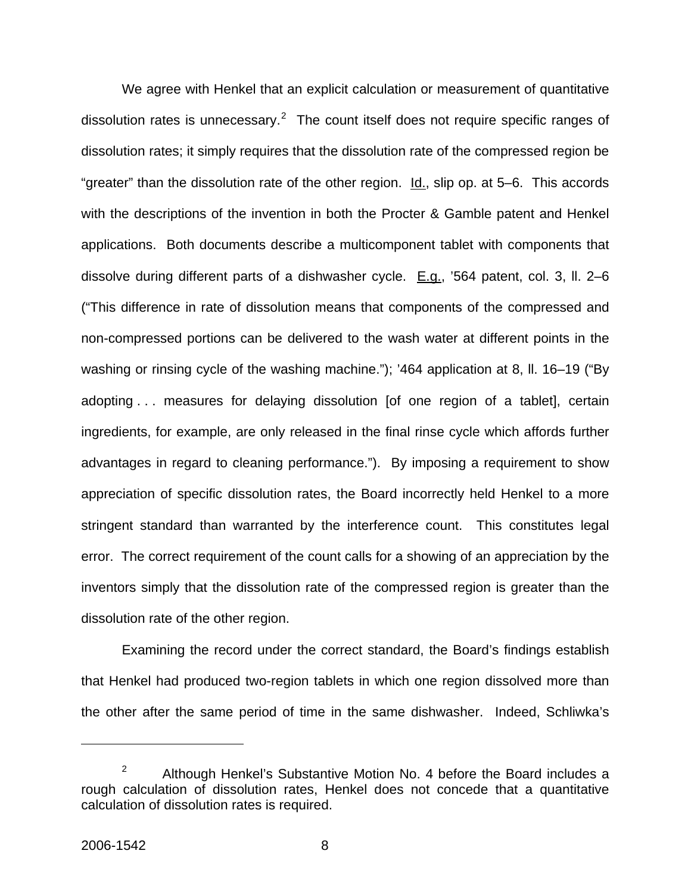We agree with Henkel that an explicit calculation or measurement of quantitative dissolution rates is unnecessary.[2] The count itself does not require specific ranges of dissolution rates; it simply requires that the dissolution rate of the compressed region be "greater" than the dissolution rate of the other region. Id., slip op. at 5–6. This accords with the descriptions of the invention in both the Procter & Gamble patent and Henkel applications. Both documents describe a multicomponent tablet with components that dissolve during different parts of a dishwasher cycle. E.g., '564 patent, col. 3, ll. 2–6 ("This difference in rate of dissolution means that components of the compressed and non-compressed portions can be delivered to the wash water at different points in the washing or rinsing cycle of the washing machine."); '464 application at 8, ll. 16–19 ("By adopting . . . measures for delaying dissolution [of one region of a tablet], certain ingredients, for example, are only released in the final rinse cycle which affords further advantages in regard to cleaning performance."). By imposing a requirement to show appreciation of specific dissolution rates, the Board incorrectly held Henkel to a more stringent standard than warranted by the interference count. This constitutes legal error. The correct requirement of the count calls for a showing of an appreciation by the inventors simply that the dissolution rate of the compressed region is greater than the dissolution rate of the other region.

Examining the record under the correct standard, the Board's findings establish that Henkel had produced two-region tablets in which one region dissolved more than the other after the same period of time in the same dishwasher. Indeed, Schliwka's

[2] Although Henkel's Substantive Motion No. 4 before the Board includes a rough calculation of dissolution rates, Henkel does not concede that a quantitative calculation of dissolution rates is required.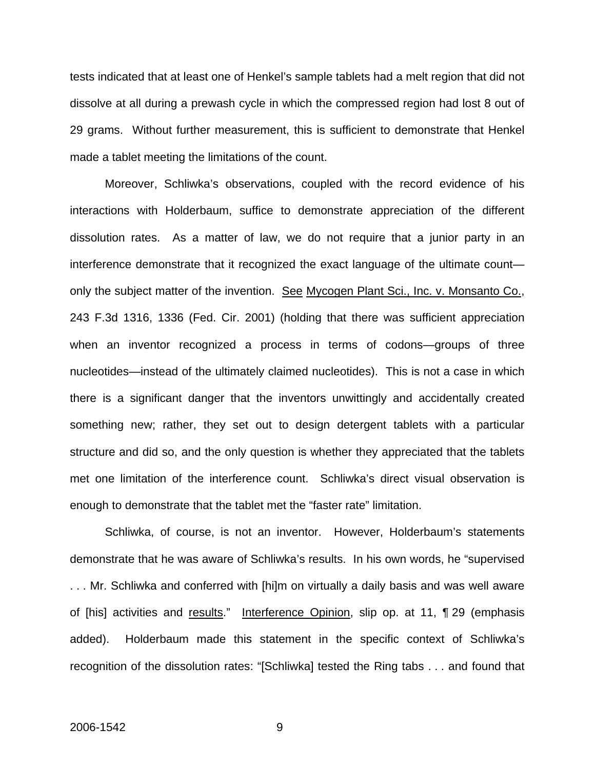tests indicated that at least one of Henkel's sample tablets had a melt region that did not dissolve at all during a prewash cycle in which the compressed region had lost 8 out of 29 grams. Without further measurement, this is sufficient to demonstrate that Henkel made a tablet meeting the limitations of the count.

Moreover, Schliwka's observations, coupled with the record evidence of his interactions with Holderbaum, suffice to demonstrate appreciation of the different dissolution rates. As a matter of law, we do not require that a junior party in an interference demonstrate that it recognized the exact language of the ultimate count—only the subject matter of the invention. See Mycogen Plant Sci., Inc. v. Monsanto Co., 243 F.3d 1316, 1336 (Fed. Cir. 2001) (holding that there was sufficient appreciation when an inventor recognized a process in terms of codons—groups of three nucleotides—instead of the ultimately claimed nucleotides). This is not a case in which there is a significant danger that the inventors unwittingly and accidentally created something new; rather, they set out to design detergent tablets with a particular structure and did so, and the only question is whether they appreciated that the tablets met one limitation of the interference count. Schliwka's direct visual observation is enough to demonstrate that the tablet met the "faster rate" limitation.

Schliwka, of course, is not an inventor. However, Holderbaum's statements demonstrate that he was aware of Schliwka's results. In his own words, he "supervised . . . Mr. Schliwka and conferred with [hi]m on virtually a daily basis and was well aware of [his] activities and results." Interference Opinion, slip op. at 11, ¶ 29 (emphasis added). Holderbaum made this statement in the specific context of Schliwka's recognition of the dissolution rates: "[Schliwka] tested the Ring tabs . . . and found that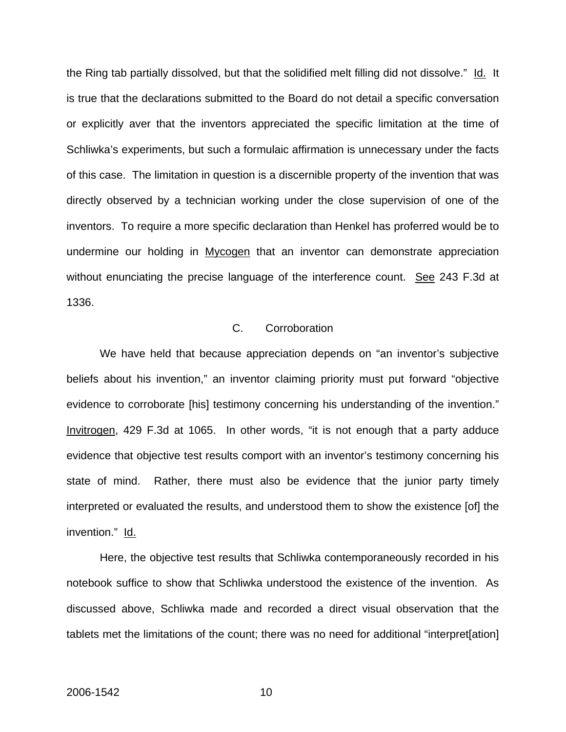the Ring tab partially dissolved, but that the solidified melt filling did not dissolve." Id. It is true that the declarations submitted to the Board do not detail a specific conversation or explicitly aver that the inventors appreciated the specific limitation at the time of Schliwka's experiments, but such a formulaic affirmation is unnecessary under the facts of this case. The limitation in question is a discernible property of the invention that was directly observed by a technician working under the close supervision of one of the inventors. To require a more specific declaration than Henkel has proferred would be to undermine our holding in Mycogen that an inventor can demonstrate appreciation without enunciating the precise language of the interference count. See 243 F.3d at 1336.

### C. Corroboration

We have held that because appreciation depends on "an inventor's subjective beliefs about his invention," an inventor claiming priority must put forward "objective evidence to corroborate [his] testimony concerning his understanding of the invention." Invitrogen, 429 F.3d at 1065. In other words, "it is not enough that a party adduce evidence that objective test results comport with an inventor's testimony concerning his state of mind. Rather, there must also be evidence that the junior party timely interpreted or evaluated the results, and understood them to show the existence [of] the invention." Id.

Here, the objective test results that Schliwka contemporaneously recorded in his notebook suffice to show that Schliwka understood the existence of the invention. As discussed above, Schliwka made and recorded a direct visual observation that the tablets met the limitations of the count; there was no need for additional "interpret[ation]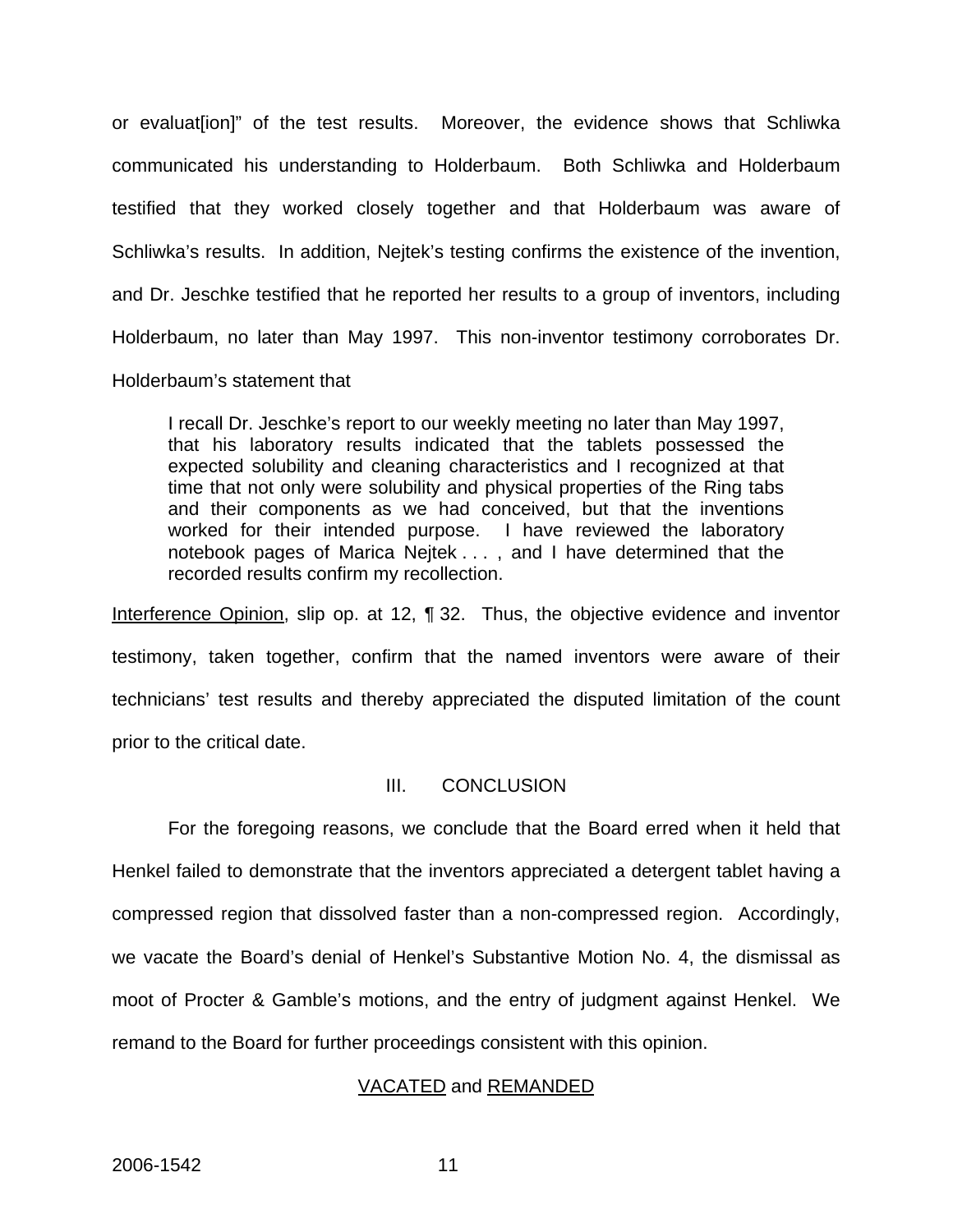or evaluat[ion]" of the test results. Moreover, the evidence shows that Schliwka communicated his understanding to Holderbaum. Both Schliwka and Holderbaum testified that they worked closely together and that Holderbaum was aware of Schliwka's results. In addition, Nejtek's testing confirms the existence of the invention, and Dr. Jeschke testified that he reported her results to a group of inventors, including Holderbaum, no later than May 1997. This non-inventor testimony corroborates Dr. Holderbaum's statement that

> I recall Dr. Jeschke's report to our weekly meeting no later than May 1997, that his laboratory results indicated that the tablets possessed the expected solubility and cleaning characteristics and I recognized at that time that not only were solubility and physical properties of the Ring tabs and their components as we had conceived, but that the inventions worked for their intended purpose. I have reviewed the laboratory notebook pages of Marica Nejtek . . . , and I have determined that the recorded results confirm my recollection.

Interference Opinion, slip op. at 12, ¶ 32. Thus, the objective evidence and inventor testimony, taken together, confirm that the named inventors were aware of their technicians' test results and thereby appreciated the disputed limitation of the count prior to the critical date.

## III. CONCLUSION

For the foregoing reasons, we conclude that the Board erred when it held that Henkel failed to demonstrate that the inventors appreciated a detergent tablet having a compressed region that dissolved faster than a non-compressed region. Accordingly, we vacate the Board's denial of Henkel's Substantive Motion No. 4, the dismissal as moot of Procter & Gamble's motions, and the entry of judgment against Henkel. We remand to the Board for further proceedings consistent with this opinion.

VACATED and REMANDED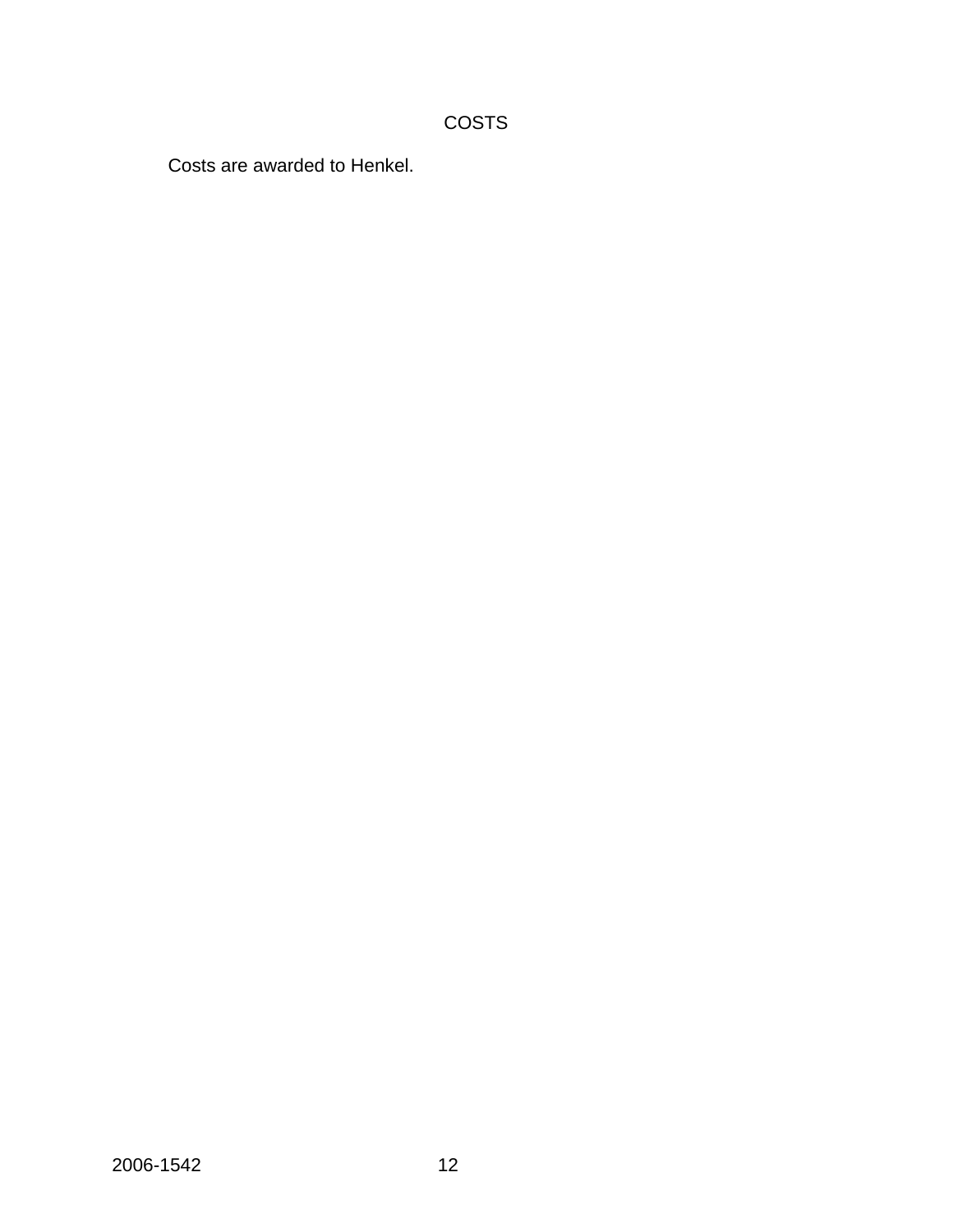## COSTS

Costs are awarded to Henkel.